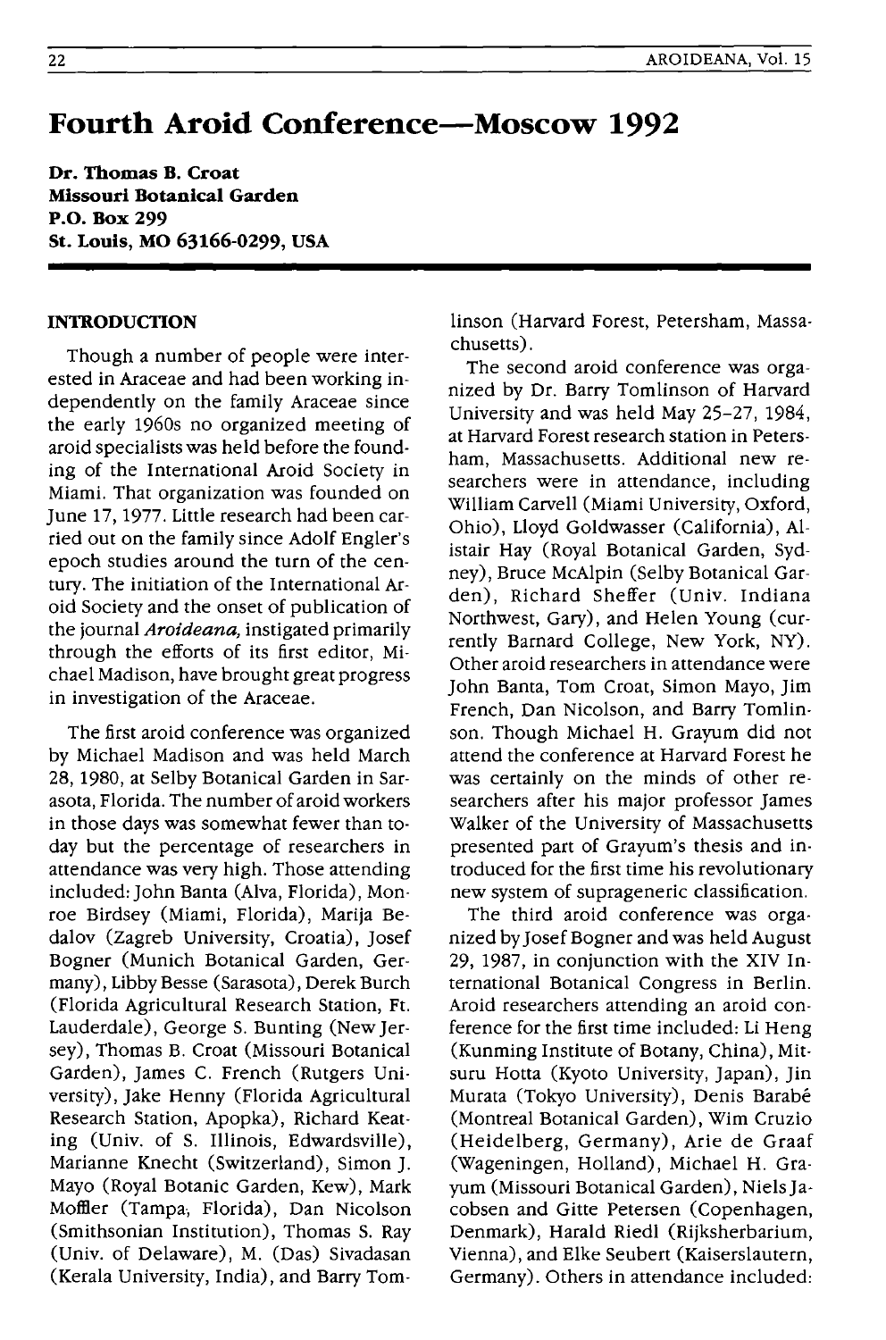# Fourth Aroid Conference—Moscow 1992

**Dr. Thomas B. Croat**
**Missouri Botanical Garden**
**P.O. Box 299**
**St. Louis, MO 63166-0299, USA**

## INTRODUCTION

Though a number of people were interested in Araceae and had been working independently on the family Araceae since the early 1960s no organized meeting of aroid specialists was held before the founding of the International Aroid Society in Miami. That organization was founded on June 17, 1977. Little research had been carried out on the family since Adolf Engler's epoch studies around the turn of the century. The initiation of the International Aroid Society and the onset of publication of the journal *Aroideana*, instigated primarily through the efforts of its first editor, Michael Madison, have brought great progress in investigation of the Araceae.

The first aroid conference was organized by Michael Madison and was held March 28, 1980, at Selby Botanical Garden in Sarasota, Florida. The number of aroid workers in those days was somewhat fewer than today but the percentage of researchers in attendance was very high. Those attending included: John Banta (Alva, Florida), Monroe Birdsey (Miami, Florida), Marija Bedalov (Zagreb University, Croatia), Josef Bogner (Munich Botanical Garden, Germany), Libby Besse (Sarasota), Derek Burch (Florida Agricultural Research Station, Ft. Lauderdale), George S. Bunting (New Jersey), Thomas B. Croat (Missouri Botanical Garden), James C. French (Rutgers University), Jake Henny (Florida Agricultural Research Station, Apopka), Richard Keating (Univ. of S. Illinois, Edwardsville), Marianne Knecht (Switzerland), Simon J. Mayo (Royal Botanic Garden, Kew), Mark Moffler (Tampa, Florida), Dan Nicolson (Smithsonian Institution), Thomas S. Ray (Univ. of Delaware), M. (Das) Sivadasan (Kerala University, India), and Barry Tomlinson (Harvard Forest, Petersham, Massachusetts).

The second aroid conference was organized by Dr. Barry Tomlinson of Harvard University and was held May 25–27, 1984, at Harvard Forest research station in Petersham, Massachusetts. Additional new researchers were in attendance, including William Carvell (Miami University, Oxford, Ohio), Lloyd Goldwasser (California), Alistair Hay (Royal Botanical Garden, Sydney), Bruce McAlpin (Selby Botanical Garden), Richard Sheffer (Univ. Indiana Northwest, Gary), and Helen Young (currently Barnard College, New York, NY). Other aroid researchers in attendance were John Banta, Tom Croat, Simon Mayo, Jim French, Dan Nicolson, and Barry Tomlinson. Though Michael H. Grayum did not attend the conference at Harvard Forest he was certainly on the minds of other researchers after his major professor James Walker of the University of Massachusetts presented part of Grayum's thesis and introduced for the first time his revolutionary new system of suprageneric classification.

The third aroid conference was organized by Josef Bogner and was held August 29, 1987, in conjunction with the XIV International Botanical Congress in Berlin. Aroid researchers attending an aroid conference for the first time included: Li Heng (Kunming Institute of Botany, China), Mitsuru Hotta (Kyoto University, Japan), Jin Murata (Tokyo University), Denis Barabé (Montreal Botanical Garden), Wim Cruzio (Heidelberg, Germany), Arie de Graaf (Wageningen, Holland), Michael H. Grayum (Missouri Botanical Garden), Niels Jacobsen and Gitte Petersen (Copenhagen, Denmark), Harald Riedl (Rijksherbarium, Vienna), and Elke Seubert (Kaiserslautern, Germany). Others in attendance included: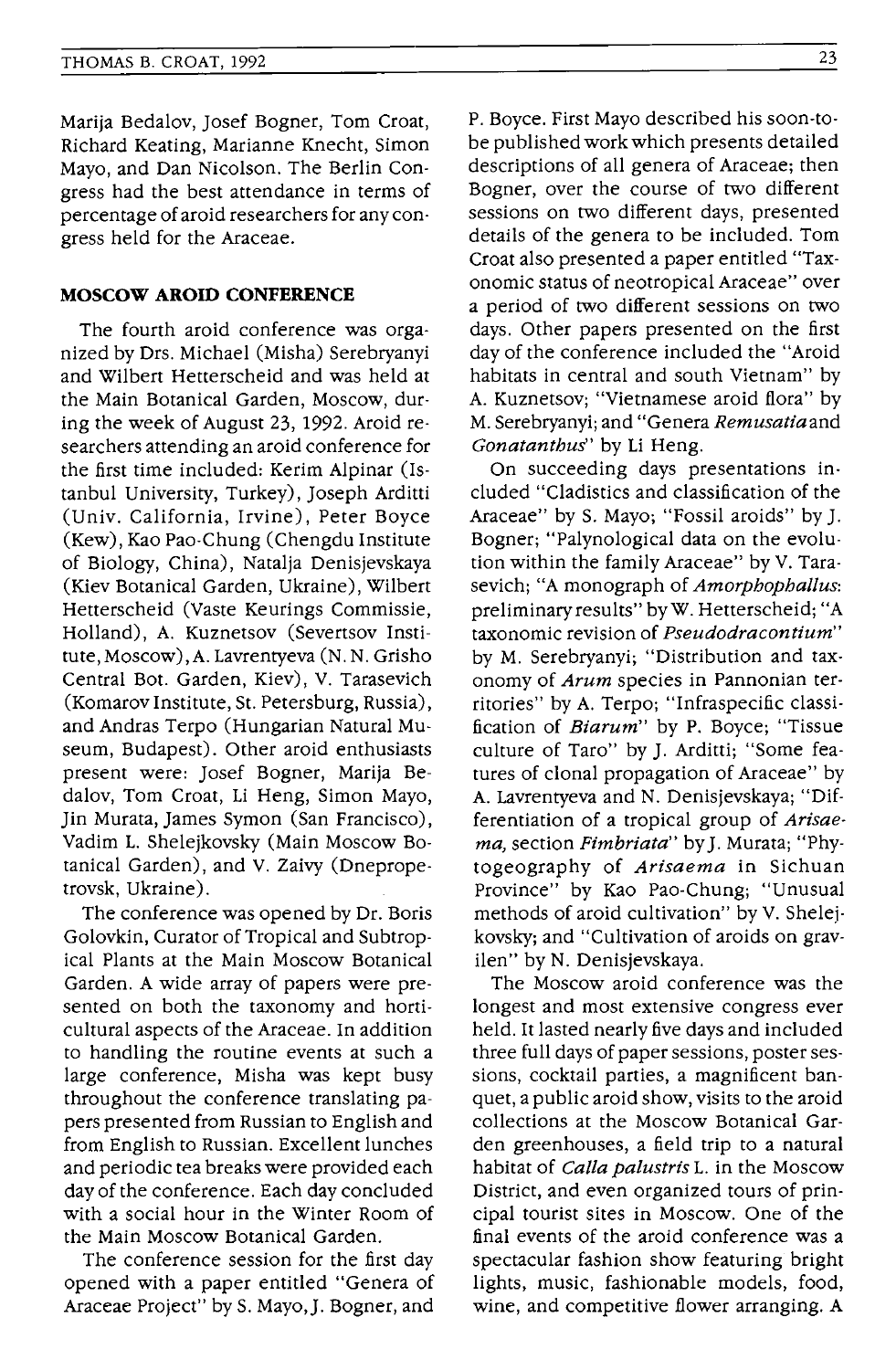Marija Bedalov, Josef Bogner, Tom Croat, Richard Keating, Marianne Knecht, Simon Mayo, and Dan Nicolson. The Berlin Congress had the best attendance in terms of percentage of aroid researchers for any congress held for the Araceae.

## MOSCOW AROID CONFERENCE

The fourth aroid conference was organized by Drs. Michael (Misha) Serebryanyi and Wilbert Hetterscheid and was held at the Main Botanical Garden, Moscow, during the week of August 23, 1992. Aroid researchers attending an aroid conference for the first time included: Kerim Alpinar (Istanbul University, Turkey), Joseph Arditti (Univ. California, Irvine), Peter Boyce (Kew), Kao Pao-Chung (Chengdu Institute of Biology, China), Natalja Denisjevskaya (Kiev Botanical Garden, Ukraine), Wilbert Hetterscheid (Vaste Keurings Commissie, Holland), A. Kuznetsov (Severtsov Institute, Moscow), A. Lavrentyeva (N. N. Grisho Central Bot. Garden, Kiev), V. Tarasevich (Komarov Institute, St. Petersburg, Russia), and Andras Terpo (Hungarian Natural Museum, Budapest). Other aroid enthusiasts present were: Josef Bogner, Marija Bedalov, Tom Croat, Li Heng, Simon Mayo, Jin Murata, James Symon (San Francisco), Vadim L. Shelejkovsky (Main Moscow Botanical Garden), and V. Zaivy (Dnepropetrovsk, Ukraine).

The conference was opened by Dr. Boris Golovkin, Curator of Tropical and Subtropical Plants at the Main Moscow Botanical Garden. A wide array of papers were presented on both the taxonomy and horticultural aspects of the Araceae. In addition to handling the routine events at such a large conference, Misha was kept busy throughout the conference translating papers presented from Russian to English and from English to Russian. Excellent lunches and periodic tea breaks were provided each day of the conference. Each day concluded with a social hour in the Winter Room of the Main Moscow Botanical Garden.

The conference session for the first day opened with a paper entitled "Genera of Araceae Project" by S. Mayo, J. Bogner, and P. Boyce. First Mayo described his soon-to-be published work which presents detailed descriptions of all genera of Araceae; then Bogner, over the course of two different sessions on two different days, presented details of the genera to be included. Tom Croat also presented a paper entitled "Taxonomic status of neotropical Araceae" over a period of two different sessions on two days. Other papers presented on the first day of the conference included the "Aroid habitats in central and south Vietnam" by A. Kuznetsov; "Vietnamese aroid flora" by M. Serebryanyi; and "Genera *Remusatia* and *Gonatanthus*" by Li Heng.

On succeeding days presentations included "Cladistics and classification of the Araceae" by S. Mayo; "Fossil aroids" by J. Bogner; "Palynological data on the evolution within the family Araceae" by V. Tarasevich; "A monograph of *Amorphophallus*: preliminary results" by W. Hetterscheid; "A taxonomic revision of *Pseudodracontium*" by M. Serebryanyi; "Distribution and taxonomy of *Arum* species in Pannonian territories" by A. Terpo; "Infraspecific classification of *Biarum*" by P. Boyce; "Tissue culture of Taro" by J. Arditti; "Some features of clonal propagation of Araceae" by A. Lavrentyeva and N. Denisjevskaya; "Differentiation of a tropical group of *Arisaema*, section *Fimbriata*" by J. Murata; "Phytogeography of *Arisaema* in Sichuan Province" by Kao Pao-Chung; "Unusual methods of aroid cultivation" by V. Shelejkovsky; and "Cultivation of aroids on gravilen" by N. Denisjevskaya.

The Moscow aroid conference was the longest and most extensive congress ever held. It lasted nearly five days and included three full days of paper sessions, poster sessions, cocktail parties, a magnificent banquet, a public aroid show, visits to the aroid collections at the Moscow Botanical Garden greenhouses, a field trip to a natural habitat of *Calla palustris* L. in the Moscow District, and even organized tours of principal tourist sites in Moscow. One of the final events of the aroid conference was a spectacular fashion show featuring bright lights, music, fashionable models, food, wine, and competitive flower arranging. A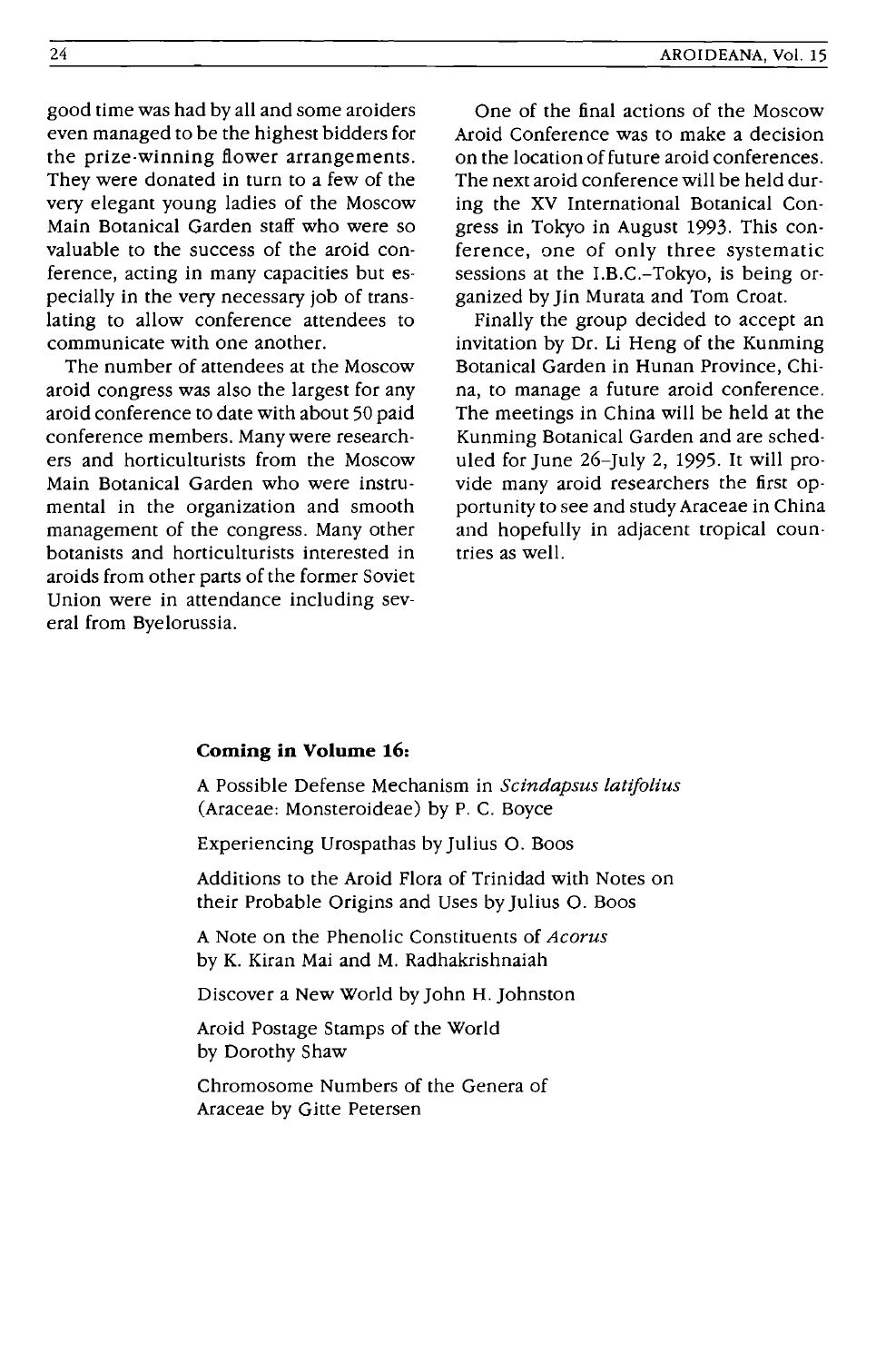good time was had by all and some aroiders even managed to be the highest bidders for the prize-winning flower arrangements. They were donated in turn to a few of the very elegant young ladies of the Moscow Main Botanical Garden staff who were so valuable to the success of the aroid conference, acting in many capacities but especially in the very necessary job of translating to allow conference attendees to communicate with one another.

The number of attendees at the Moscow aroid congress was also the largest for any aroid conference to date with about 50 paid conference members. Many were researchers and horticulturists from the Moscow Main Botanical Garden who were instrumental in the organization and smooth management of the congress. Many other botanists and horticulturists interested in aroids from other parts of the former Soviet Union were in attendance including several from Byelorussia.

One of the final actions of the Moscow Aroid Conference was to make a decision on the location of future aroid conferences. The next aroid conference will be held during the XV International Botanical Congress in Tokyo in August 1993. This conference, one of only three systematic sessions at the I.B.C.–Tokyo, is being organized by Jin Murata and Tom Croat.

Finally the group decided to accept an invitation by Dr. Li Heng of the Kunming Botanical Garden in Hunan Province, China, to manage a future aroid conference. The meetings in China will be held at the Kunming Botanical Garden and are scheduled for June 26–July 2, 1995. It will provide many aroid researchers the first opportunity to see and study Araceae in China and hopefully in adjacent tropical countries as well.

**Coming in Volume 16:**

A Possible Defense Mechanism in *Scindapsus latifolius* (Araceae: Monsteroideae) by P. C. Boyce

Experiencing Urospathas by Julius O. Boos

Additions to the Aroid Flora of Trinidad with Notes on their Probable Origins and Uses by Julius O. Boos

A Note on the Phenolic Constituents of *Acorus* by K. Kiran Mai and M. Radhakrishnaiah

Discover a New World by John H. Johnston

Aroid Postage Stamps of the World by Dorothy Shaw

Chromosome Numbers of the Genera of Araceae by Gitte Petersen